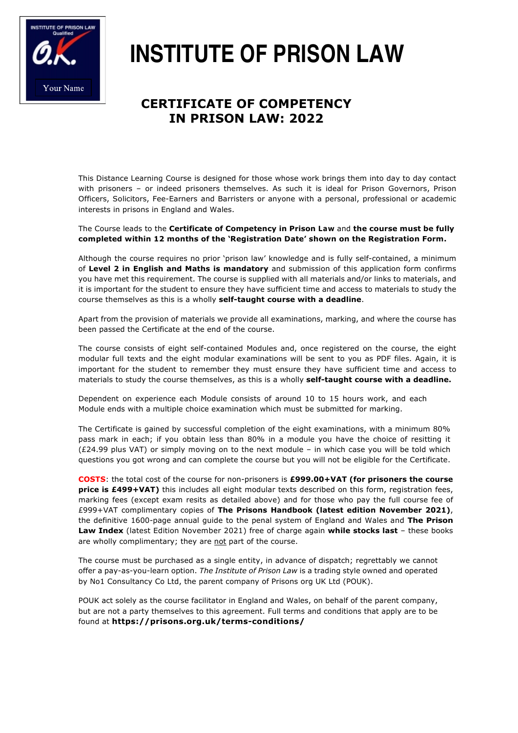# INSTITUTE OF PRISON LAW

## CERTIFICATE OF COMPETENCY IN PRISON LAW: 2022

This Distance Learning Course is designed for those whose work brings them into day to day contact with prisoners – or indeed prisoners themselves. As such it is ideal for Prison Governors, Prison Officers, Solicitors, Fee-Earners and Barristers or anyone with a personal, professional or academic interests in prisons in England and Wales.

The Course leads to the **Certificate of Competency in Prison Law** and **the course must be fully completed within 12 months of the 'Registration Date' shown on the Registration Form.**

Although the course requires no prior 'prison law' knowledge and is fully self-contained, a minimum of **Level 2 in English and Maths is mandatory** and submission of this application form confirms you have met this requirement. The course is supplied with all materials and/or links to materials, and it is important for the student to ensure they have sufficient time and access to materials to study the course themselves as this is a wholly **self-taught course with a deadline**.

Apart from the provision of materials we provide all examinations, marking, and where the course has been passed the Certificate at the end of the course.

The course consists of eight self-contained Modules and, once registered on the course, the eight modular full texts and the eight modular examinations will be sent to you as PDF files. Again, it is important for the student to remember they must ensure they have sufficient time and access to materials to study the course themselves, as this is a wholly **self-taught course with a deadline.**

Dependent on experience each Module consists of around 10 to 15 hours work, and each Module ends with a multiple choice examination which must be submitted for marking.

The Certificate is gained by successful completion of the eight examinations, with a minimum 80% pass mark in each; if you obtain less than 80% in a module you have the choice of resitting it (£24.99 plus VAT) or simply moving on to the next module – in which case you will be told which questions you got wrong and can complete the course but you will not be eligible for the Certificate.

**COSTS**: the total cost of the course for non-prisoners is **£999.00+VAT (for prisoners the course price is £499+VAT)** this includes all eight modular texts described on this form, registration fees, marking fees (except exam resits as detailed above) and for those who pay the full course fee of £999+VAT complimentary copies of **The Prisons Handbook (latest edition November 2021)**, the definitive 1600-page annual guide to the penal system of England and Wales and **The Prison Law Index** (latest Edition November 2021) free of charge again **while stocks last** – these books are wholly complimentary; they are not part of the course.

The course must be purchased as a single entity, in advance of dispatch; regrettably we cannot offer a pay-as-you-learn option. *The Institute of Prison Law* is a trading style owned and operated by No1 Consultancy Co Ltd, the parent company of Prisons org UK Ltd (POUK).

POUK act solely as the course facilitator in England and Wales, on behalf of the parent company, but are not a party themselves to this agreement. Full terms and conditions that apply are to be found at **https://prisons.org.uk/terms-conditions/**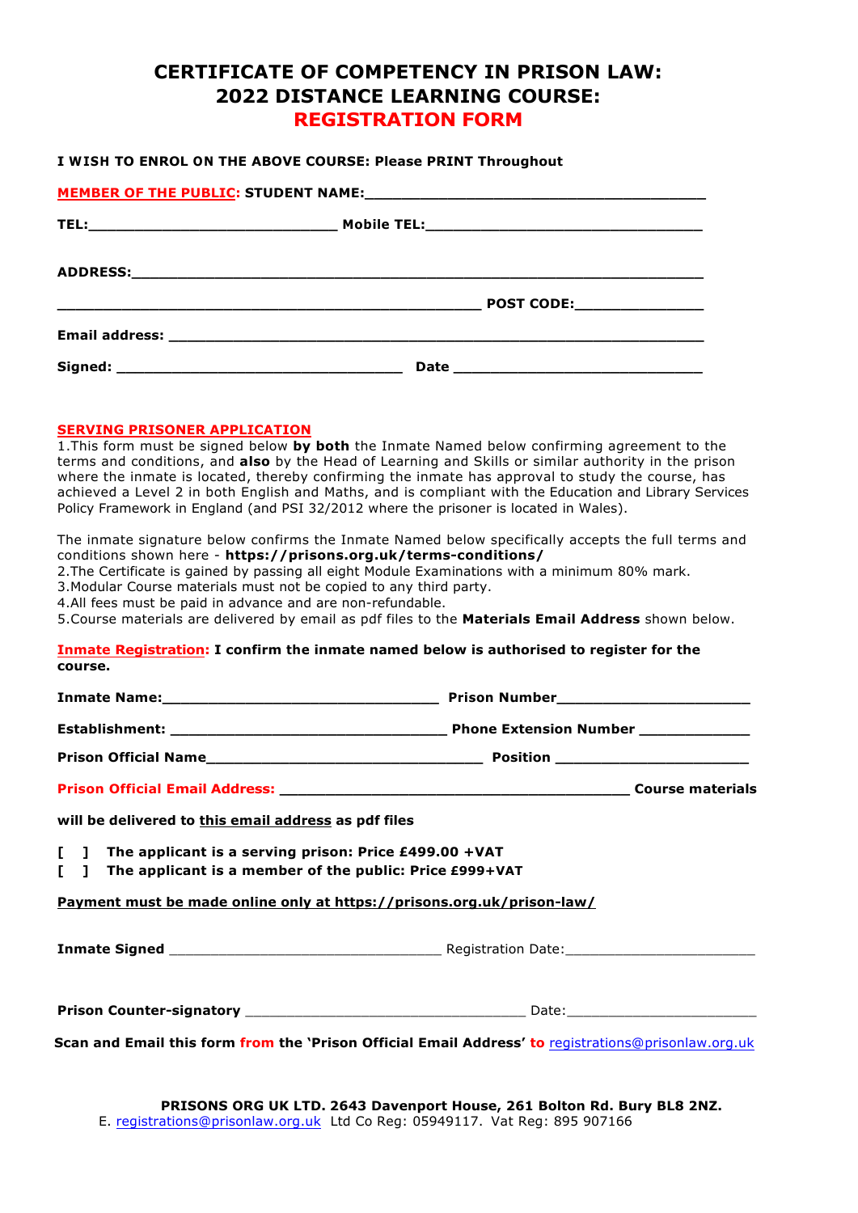# CERTIFICATE OF COMPETENCY IN PRISON LAW: 2022 DISTANCE LEARNING COURSE: REGISTRATION FORM

**I WISH TO ENROL ON THE ABOVE COURSE: Please PRINT Throughout**

**MEMBER OF THE PUBLIC: STUDENT NAME:**________________________________________

**TEL:**_____________________________ **Mobile TEL:**________________________________

**ADDRESS:**_____________________________________________________________

_________________________________________________ **POST CODE:**_______________

**Email address:** ________________________________________________________

**Signed:** _________________________________ **Date** _____________________________

**SERVING PRISONER APPLICATION**

1.This form must be signed below **by both** the Inmate Named below confirming agreement to the terms and conditions, and **also** by the Head of Learning and Skills or similar authority in the prison where the inmate is located, thereby confirming the inmate has approval to study the course, has achieved a Level 2 in both English and Maths, and is compliant with the Education and Library Services Policy Framework in England (and PSI 32/2012 where the prisoner is located in Wales).

The inmate signature below confirms the Inmate Named below specifically accepts the full terms and conditions shown here - **https://prisons.org.uk/terms-conditions/**

2.The Certificate is gained by passing all eight Module Examinations with a minimum 80% mark.

3.Modular Course materials must not be copied to any third party.

4.All fees must be paid in advance and are non-refundable.

5.Course materials are delivered by email as pdf files to the **Materials Email Address** shown below.

**Inmate Registration: I confirm the inmate named below is authorised to register for the course.**

**Inmate Name:**________________________________ **Prison Number**______________________

**Establishment:** ________________________________ **Phone Extension Number** ____________

**Prison Official Name**________________________________ **Position** ______________________

**Prison Official Email Address:** ________________________________________ **Course materials will be delivered to this email address as pdf files**

**[ ] The applicant is a serving prison: Price £499.00 +VAT**
**[ ] The applicant is a member of the public: Price £999+VAT**

**Payment must be made online only at https://prisons.org.uk/prison-law/**

**Inmate Signed** ________________________________ Registration Date:______________________

**Prison Counter-signatory** ________________________________ Date:______________________

**Scan and Email this form from the 'Prison Official Email Address' to** registrations@prisonlaw.org.uk

**PRISONS ORG UK LTD. 2643 Davenport House, 261 Bolton Rd. Bury BL8 2NZ.**
E. registrations@prisonlaw.org.uk Ltd Co Reg: 05949117. Vat Reg: 895 907166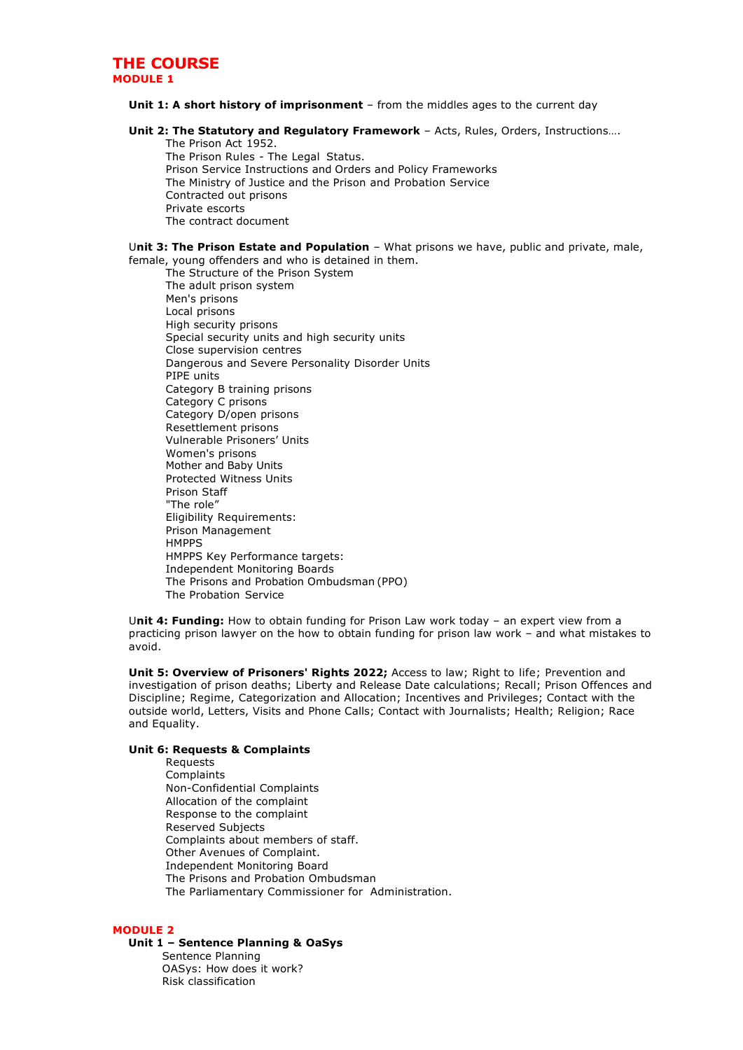# THE COURSE

## MODULE 1

**Unit 1: A short history of imprisonment** – from the middles ages to the current day

**Unit 2: The Statutory and Regulatory Framework** – Acts, Rules, Orders, Instructions….

- The Prison Act 1952.
- The Prison Rules - The Legal Status.
- Prison Service Instructions and Orders and Policy Frameworks
- The Ministry of Justice and the Prison and Probation Service
- Contracted out prisons
- Private escorts
- The contract document

U**nit 3: The Prison Estate and Population** – What prisons we have, public and private, male, female, young offenders and who is detained in them.

- The Structure of the Prison System
- The adult prison system
- Men's prisons
- Local prisons
- High security prisons
- Special security units and high security units
- Close supervision centres
- Dangerous and Severe Personality Disorder Units
- PIPE units
- Category B training prisons
- Category C prisons
- Category D/open prisons
- Resettlement prisons
- Vulnerable Prisoners' Units
- Women's prisons
- Mother and Baby Units
- Protected Witness Units
- Prison Staff
- "The role"
- Eligibility Requirements:
- Prison Management
- HMPPS
- HMPPS Key Performance targets:
- Independent Monitoring Boards
- The Prisons and Probation Ombudsman (PPO)
- The Probation Service

U**nit 4: Funding:** How to obtain funding for Prison Law work today – an expert view from a practicing prison lawyer on the how to obtain funding for prison law work – and what mistakes to avoid.

**Unit 5: Overview of Prisoners' Rights 2022;** Access to law; Right to life; Prevention and investigation of prison deaths; Liberty and Release Date calculations; Recall; Prison Offences and Discipline; Regime, Categorization and Allocation; Incentives and Privileges; Contact with the outside world, Letters, Visits and Phone Calls; Contact with Journalists; Health; Religion; Race and Equality.

**Unit 6: Requests & Complaints**

- Requests
- Complaints
- Non-Confidential Complaints
- Allocation of the complaint
- Response to the complaint
- Reserved Subjects
- Complaints about members of staff.
- Other Avenues of Complaint.
- Independent Monitoring Board
- The Prisons and Probation Ombudsman
- The Parliamentary Commissioner for Administration.

## MODULE 2

**Unit 1 – Sentence Planning & OaSys**

- Sentence Planning
- OASys: How does it work?
- Risk classification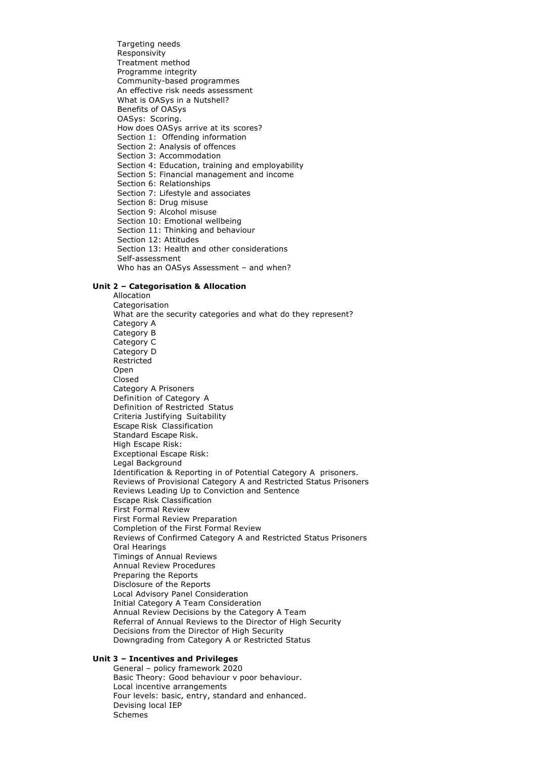Targeting needs
Responsivity
Treatment method
Programme integrity
Community-based programmes
An effective risk needs assessment
What is OASys in a Nutshell?
Benefits of OASys
OASys: Scoring.
How does OASys arrive at its scores?
Section 1: Offending information
Section 2: Analysis of offences
Section 3: Accommodation
Section 4: Education, training and employability
Section 5: Financial management and income
Section 6: Relationships
Section 7: Lifestyle and associates
Section 8: Drug misuse
Section 9: Alcohol misuse
Section 10: Emotional wellbeing
Section 11: Thinking and behaviour
Section 12: Attitudes
Section 13: Health and other considerations
Self-assessment
Who has an OASys Assessment – and when?

**Unit 2 – Categorisation & Allocation**

Allocation
Categorisation
What are the security categories and what do they represent?
Category A
Category B
Category C
Category D
Restricted
Open
Closed
Category A Prisoners
Definition of Category A
Definition of Restricted Status
Criteria Justifying Suitability
Escape Risk Classification
Standard Escape Risk.
High Escape Risk:
Exceptional Escape Risk:
Legal Background
Identification & Reporting in of Potential Category A prisoners.
Reviews of Provisional Category A and Restricted Status Prisoners
Reviews Leading Up to Conviction and Sentence
Escape Risk Classification
First Formal Review
First Formal Review Preparation
Completion of the First Formal Review
Reviews of Confirmed Category A and Restricted Status Prisoners
Oral Hearings
Timings of Annual Reviews
Annual Review Procedures
Preparing the Reports
Disclosure of the Reports
Local Advisory Panel Consideration
Initial Category A Team Consideration
Annual Review Decisions by the Category A Team
Referral of Annual Reviews to the Director of High Security
Decisions from the Director of High Security
Downgrading from Category A or Restricted Status

**Unit 3 – Incentives and Privileges**

General – policy framework 2020
Basic Theory: Good behaviour v poor behaviour.
Local incentive arrangements
Four levels: basic, entry, standard and enhanced.
Devising local IEP
Schemes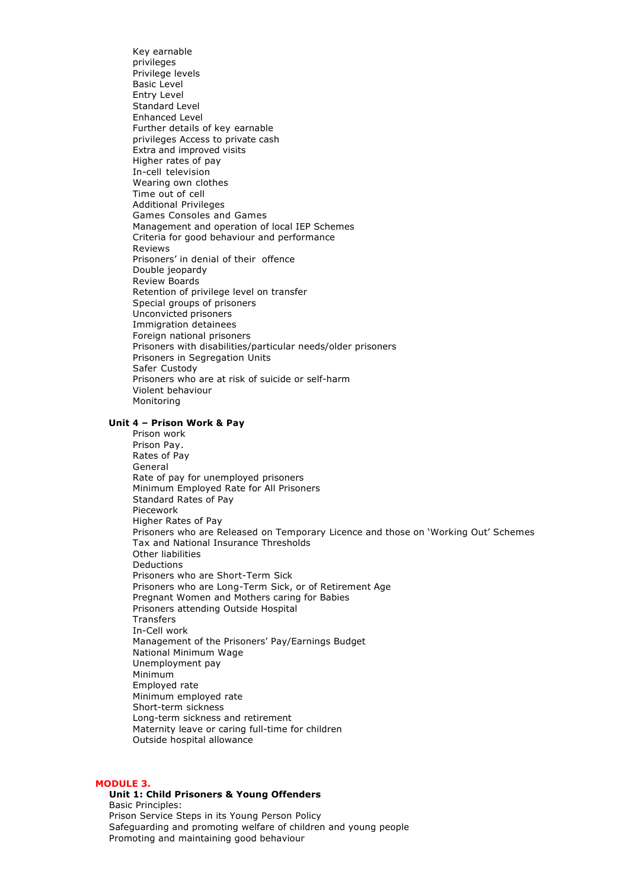Key earnable
privileges
Privilege levels
Basic Level
Entry Level
Standard Level
Enhanced Level
Further details of key earnable
privileges Access to private cash
Extra and improved visits
Higher rates of pay
In-cell television
Wearing own clothes
Time out of cell
Additional Privileges
Games Consoles and Games
Management and operation of local IEP Schemes
Criteria for good behaviour and performance
Reviews
Prisoners' in denial of their offence
Double jeopardy
Review Boards
Retention of privilege level on transfer
Special groups of prisoners
Unconvicted prisoners
Immigration detainees
Foreign national prisoners
Prisoners with disabilities/particular needs/older prisoners
Prisoners in Segregation Units
Safer Custody
Prisoners who are at risk of suicide or self-harm
Violent behaviour
Monitoring

**Unit 4 – Prison Work & Pay**

Prison work
Prison Pay.
Rates of Pay
General
Rate of pay for unemployed prisoners
Minimum Employed Rate for All Prisoners
Standard Rates of Pay
Piecework
Higher Rates of Pay
Prisoners who are Released on Temporary Licence and those on 'Working Out' Schemes
Tax and National Insurance Thresholds
Other liabilities
Deductions
Prisoners who are Short-Term Sick
Prisoners who are Long-Term Sick, or of Retirement Age
Pregnant Women and Mothers caring for Babies
Prisoners attending Outside Hospital
Transfers
In-Cell work
Management of the Prisoners' Pay/Earnings Budget
National Minimum Wage
Unemployment pay
Minimum
Employed rate
Minimum employed rate
Short-term sickness
Long-term sickness and retirement
Maternity leave or caring full-time for children
Outside hospital allowance

## MODULE 3.

**Unit 1: Child Prisoners & Young Offenders**

Basic Principles:
Prison Service Steps in its Young Person Policy
Safeguarding and promoting welfare of children and young people
Promoting and maintaining good behaviour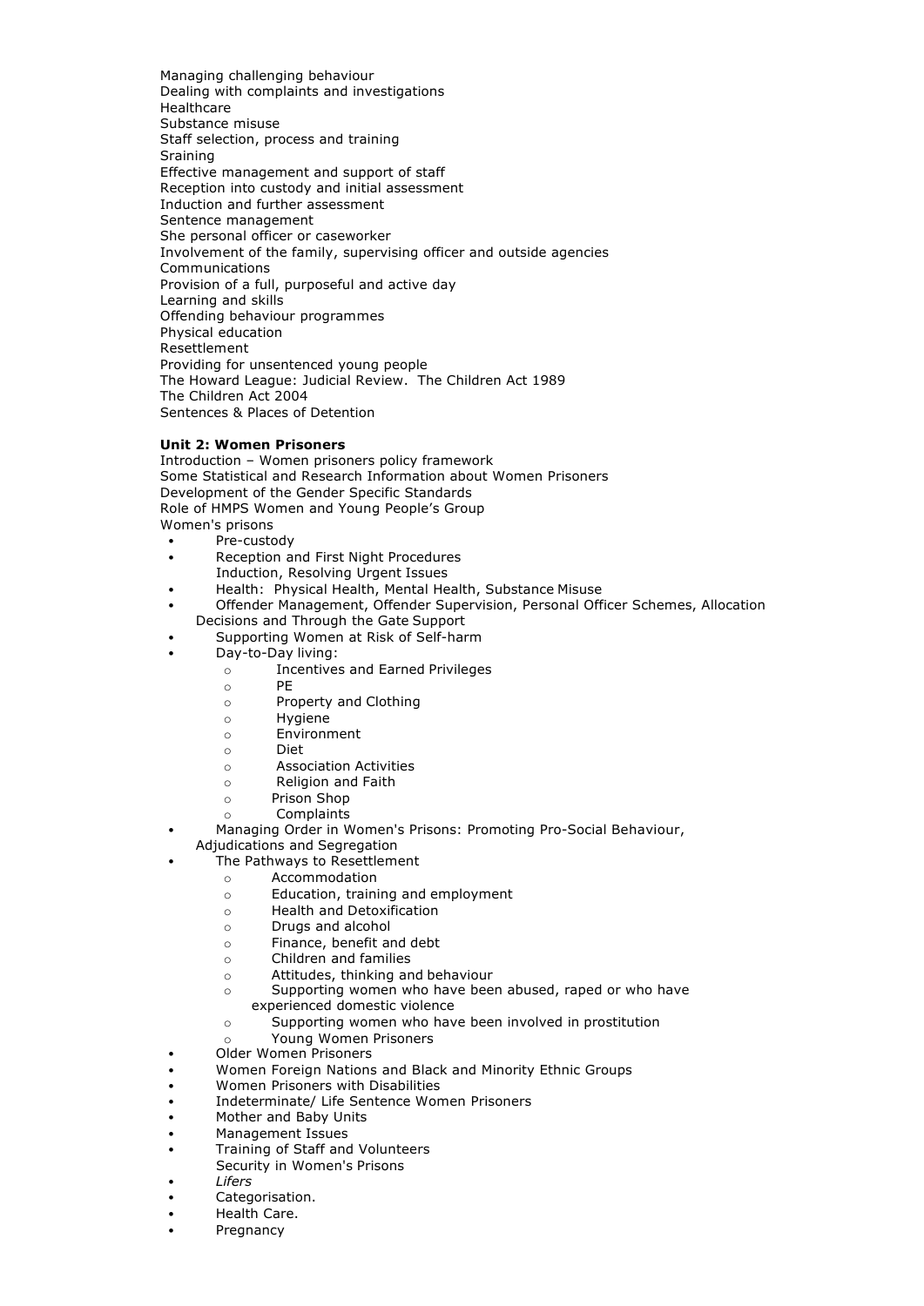Managing challenging behaviour
Dealing with complaints and investigations
Healthcare
Substance misuse
Staff selection, process and training
Sraining
Effective management and support of staff
Reception into custody and initial assessment
Induction and further assessment
Sentence management
She personal officer or caseworker
Involvement of the family, supervising officer and outside agencies
Communications
Provision of a full, purposeful and active day
Learning and skills
Offending behaviour programmes
Physical education
Resettlement
Providing for unsentenced young people
The Howard League: Judicial Review. The Children Act 1989
The Children Act 2004
Sentences & Places of Detention

**Unit 2: Women Prisoners**

Introduction – Women prisoners policy framework
Some Statistical and Research Information about Women Prisoners
Development of the Gender Specific Standards
Role of HMPS Women and Young People's Group
Women's prisons

- Pre-custody
- Reception and First Night Procedures
  Induction, Resolving Urgent Issues
- Health: Physical Health, Mental Health, Substance Misuse
- Offender Management, Offender Supervision, Personal Officer Schemes, Allocation Decisions and Through the Gate Support
- Supporting Women at Risk of Self-harm
- Day-to-Day living:
  - Incentives and Earned Privileges
  - PE
  - Property and Clothing
  - Hygiene
  - Environment
  - Diet
  - Association Activities
  - Religion and Faith
  - Prison Shop
  - Complaints
- Managing Order in Women's Prisons: Promoting Pro-Social Behaviour, Adjudications and Segregation
- The Pathways to Resettlement
  - Accommodation
  - Education, training and employment
  - Health and Detoxification
  - Drugs and alcohol
  - Finance, benefit and debt
  - Children and families
  - Attitudes, thinking and behaviour
  - Supporting women who have been abused, raped or who have experienced domestic violence
  - Supporting women who have been involved in prostitution
  - Young Women Prisoners
- Older Women Prisoners
- Women Foreign Nations and Black and Minority Ethnic Groups
- Women Prisoners with Disabilities
- Indeterminate/ Life Sentence Women Prisoners
- Mother and Baby Units
- Management Issues
- Training of Staff and Volunteers
  Security in Women's Prisons
- *Lifers*
- Categorisation.
- Health Care.
- Pregnancy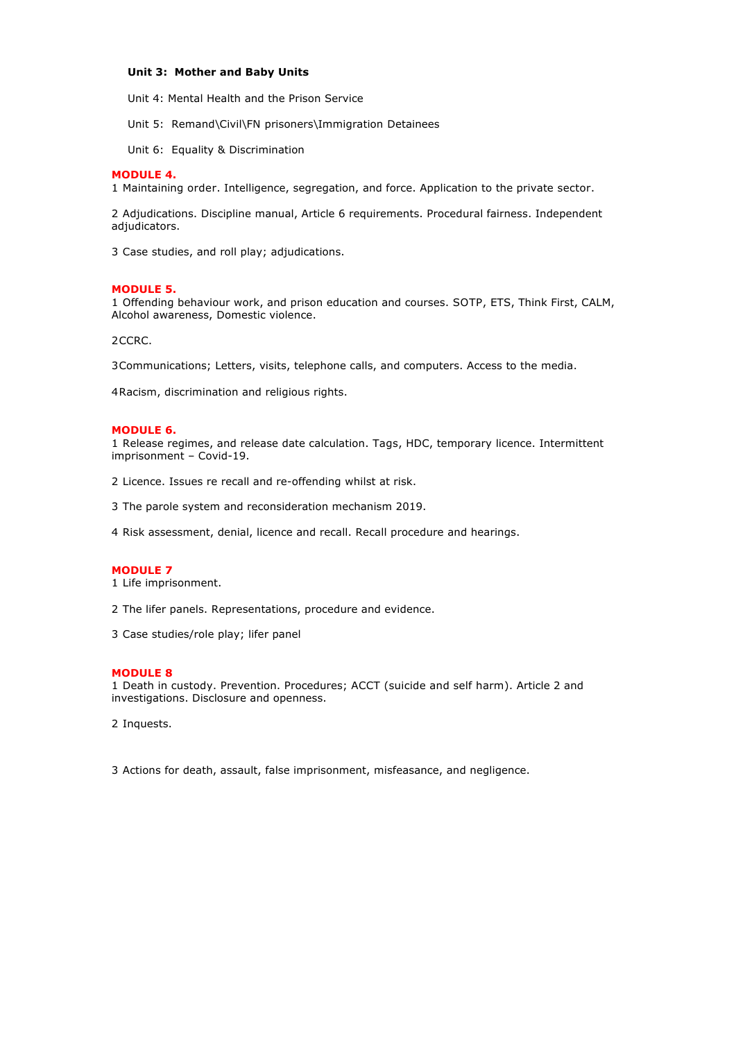**Unit 3: Mother and Baby Units**

Unit 4: Mental Health and the Prison Service

Unit 5: Remand\Civil\FN prisoners\Immigration Detainees

Unit 6: Equality & Discrimination

## MODULE 4.

1 Maintaining order. Intelligence, segregation, and force. Application to the private sector.

2 Adjudications. Discipline manual, Article 6 requirements. Procedural fairness. Independent adjudicators.

3 Case studies, and roll play; adjudications.

## MODULE 5.

1 Offending behaviour work, and prison education and courses. SOTP, ETS, Think First, CALM, Alcohol awareness, Domestic violence.

2CCRC.

3Communications; Letters, visits, telephone calls, and computers. Access to the media.

4Racism, discrimination and religious rights.

## MODULE 6.

1 Release regimes, and release date calculation. Tags, HDC, temporary licence. Intermittent imprisonment – Covid-19.

2 Licence. Issues re recall and re-offending whilst at risk.

3 The parole system and reconsideration mechanism 2019.

4 Risk assessment, denial, licence and recall. Recall procedure and hearings.

## MODULE 7

1 Life imprisonment.

2 The lifer panels. Representations, procedure and evidence.

3 Case studies/role play; lifer panel

## MODULE 8

1 Death in custody. Prevention. Procedures; ACCT (suicide and self harm). Article 2 and investigations. Disclosure and openness.

2 Inquests.

3 Actions for death, assault, false imprisonment, misfeasance, and negligence.